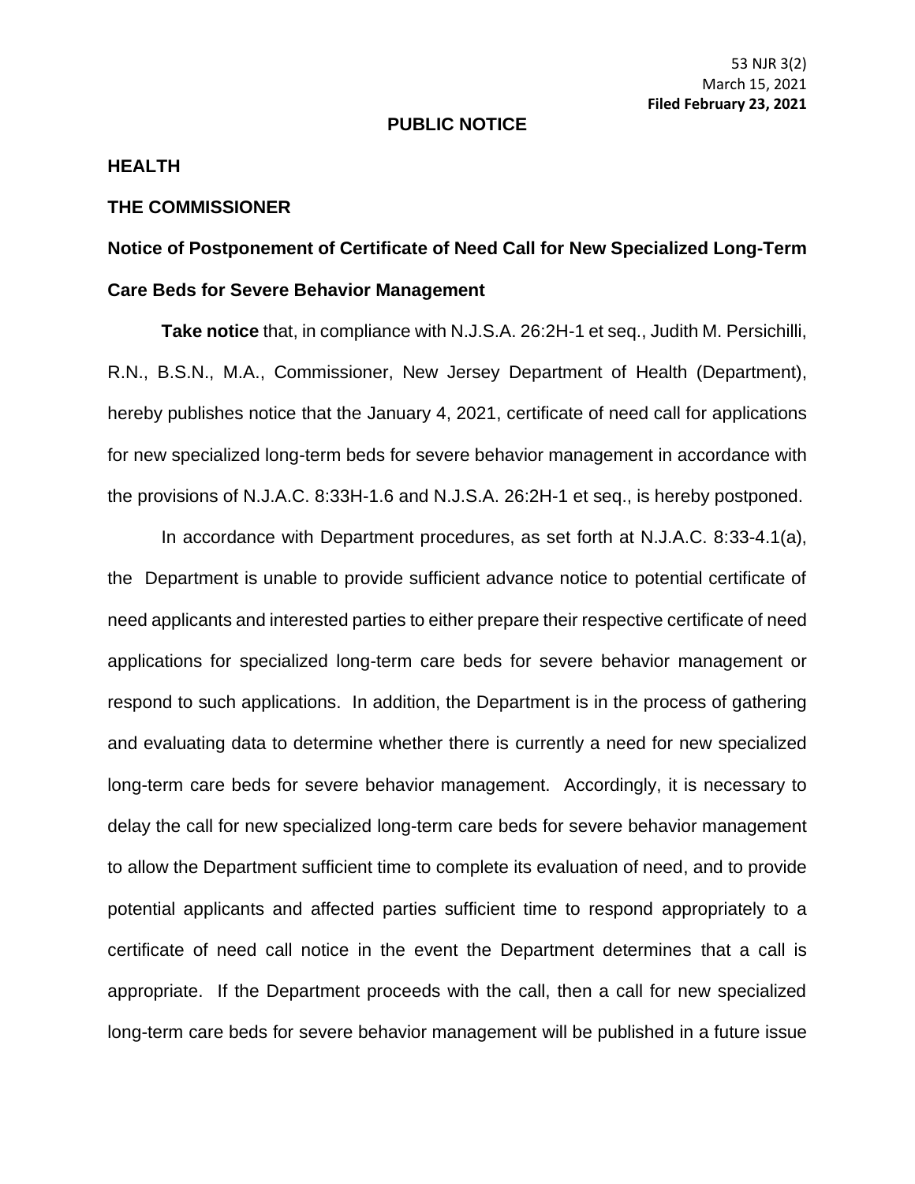53 NJR 3(2)
March 15, 2021
**Filed February 23, 2021**

**PUBLIC NOTICE**

**HEALTH**

**THE COMMISSIONER**

**Notice of Postponement of Certificate of Need Call for New Specialized Long-Term Care Beds for Severe Behavior Management**

**Take notice** that, in compliance with N.J.S.A. 26:2H-1 et seq., Judith M. Persichilli, R.N., B.S.N., M.A., Commissioner, New Jersey Department of Health (Department), hereby publishes notice that the January 4, 2021, certificate of need call for applications for new specialized long-term beds for severe behavior management in accordance with the provisions of N.J.A.C. 8:33H-1.6 and N.J.S.A. 26:2H-1 et seq., is hereby postponed.

In accordance with Department procedures, as set forth at N.J.A.C. 8:33-4.1(a), the Department is unable to provide sufficient advance notice to potential certificate of need applicants and interested parties to either prepare their respective certificate of need applications for specialized long-term care beds for severe behavior management or respond to such applications. In addition, the Department is in the process of gathering and evaluating data to determine whether there is currently a need for new specialized long-term care beds for severe behavior management. Accordingly, it is necessary to delay the call for new specialized long-term care beds for severe behavior management to allow the Department sufficient time to complete its evaluation of need, and to provide potential applicants and affected parties sufficient time to respond appropriately to a certificate of need call notice in the event the Department determines that a call is appropriate. If the Department proceeds with the call, then a call for new specialized long-term care beds for severe behavior management will be published in a future issue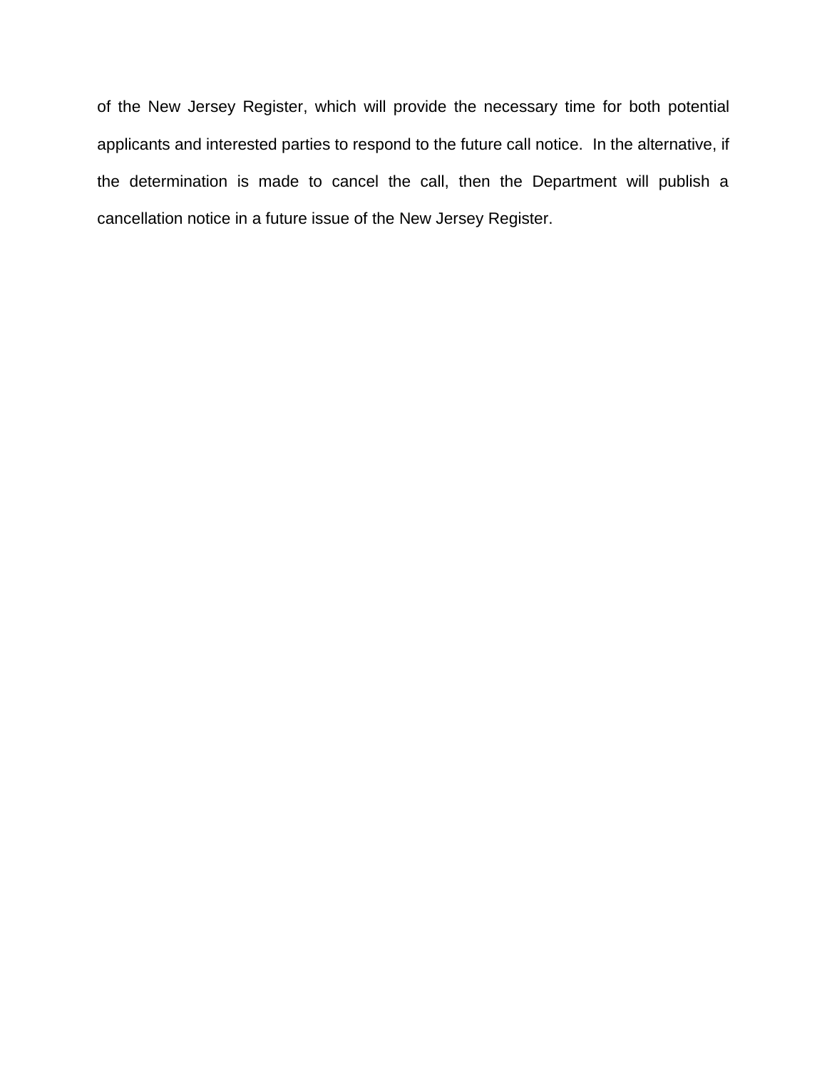of the New Jersey Register, which will provide the necessary time for both potential applicants and interested parties to respond to the future call notice. In the alternative, if the determination is made to cancel the call, then the Department will publish a cancellation notice in a future issue of the New Jersey Register.